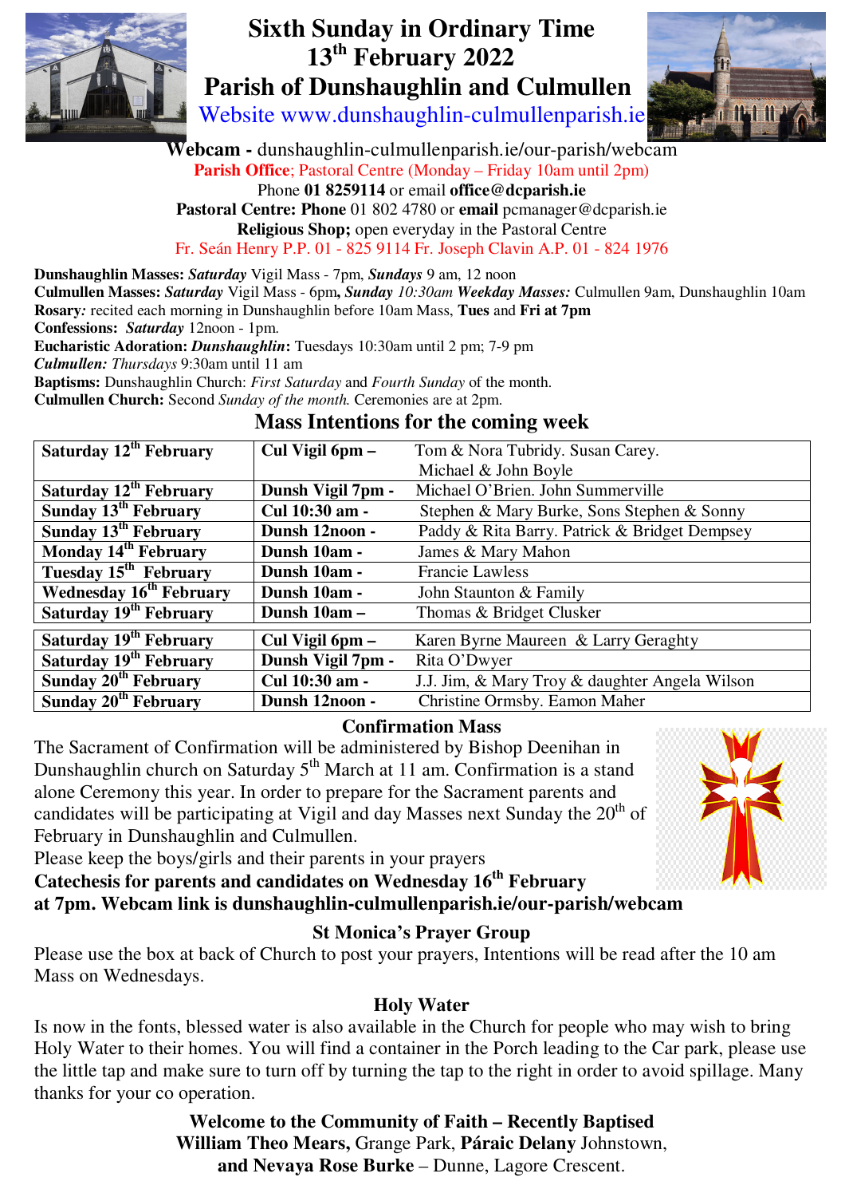# Sixth Sunday in Ordinary Time
# 13th February 2022
# Parish of Dunshaughlin and Culmullen

Website www.dunshaughlin-culmullenparish.ie

**Webcam -** dunshaughlin-culmullenparish.ie/our-parish/webcam

**Parish Office**; Pastoral Centre (Monday – Friday 10am until 2pm)

Phone **01 8259114** or email **office@dcparish.ie**

**Pastoral Centre: Phone** 01 802 4780 or **email** pcmanager@dcparish.ie

**Religious Shop;** open everyday in the Pastoral Centre

Fr. Seán Henry P.P. 01 - 825 9114 Fr. Joseph Clavin A.P. 01 - 824 1976

**Dunshaughlin Masses:** ***Saturday*** Vigil Mass - 7pm, ***Sundays*** 9 am, 12 noon

**Culmullen Masses:** ***Saturday*** Vigil Mass - 6pm**,** ***Sunday*** *10:30am* ***Weekday Masses:*** Culmullen 9am, Dunshaughlin 10am

**Rosary***:* recited each morning in Dunshaughlin before 10am Mass, **Tues** and **Fri at 7pm**

**Confessions:** ***Saturday*** 12noon - 1pm.

**Eucharistic Adoration:** ***Dunshaughlin*:** Tuesdays 10:30am until 2 pm; 7-9 pm

***Culmullen:*** *Thursdays* 9:30am until 11 am

**Baptisms:** Dunshaughlin Church: *First Saturday* and *Fourth Sunday* of the month.

**Culmullen Church:** Second *Sunday of the month.* Ceremonies are at 2pm.

## Mass Intentions for the coming week

| Date | Mass | Intention |
|---|---|---|
| **Saturday 12th February** | **Cul Vigil 6pm –** | Tom & Nora Tubridy. Susan Carey. Michael & John Boyle |
| **Saturday 12th February** | **Dunsh Vigil 7pm -** | Michael O'Brien. John Summerville |
| **Sunday 13th February** | **Cul 10:30 am -** | Stephen & Mary Burke, Sons Stephen & Sonny |
| **Sunday 13th February** | **Dunsh 12noon -** | Paddy & Rita Barry. Patrick & Bridget Dempsey |
| **Monday 14th February** | **Dunsh 10am -** | James & Mary Mahon |
| **Tuesday 15th February** | **Dunsh 10am -** | Francie Lawless |
| **Wednesday 16th February** | **Dunsh 10am -** | John Staunton & Family |
| **Saturday 19th February** | **Dunsh 10am –** | Thomas & Bridget Clusker |
| **Saturday 19th February** | **Cul Vigil 6pm –** | Karen Byrne Maureen & Larry Geraghty |
| **Saturday 19th February** | **Dunsh Vigil 7pm -** | Rita O'Dwyer |
| **Sunday 20th February** | **Cul 10:30 am -** | J.J. Jim, & Mary Troy & daughter Angela Wilson |
| **Sunday 20th February** | **Dunsh 12noon -** | Christine Ormsby. Eamon Maher |

### Confirmation Mass

The Sacrament of Confirmation will be administered by Bishop Deenihan in Dunshaughlin church on Saturday 5th March at 11 am. Confirmation is a stand alone Ceremony this year. In order to prepare for the Sacrament parents and candidates will be participating at Vigil and day Masses next Sunday the 20th of February in Dunshaughlin and Culmullen.

Please keep the boys/girls and their parents in your prayers

**Catechesis for parents and candidates on Wednesday 16th February at 7pm. Webcam link is dunshaughlin-culmullenparish.ie/our-parish/webcam**

### St Monica's Prayer Group

Please use the box at back of Church to post your prayers, Intentions will be read after the 10 am Mass on Wednesdays.

### Holy Water

Is now in the fonts, blessed water is also available in the Church for people who may wish to bring Holy Water to their homes. You will find a container in the Porch leading to the Car park, please use the little tap and make sure to turn off by turning the tap to the right in order to avoid spillage. Many thanks for your co operation.

### Welcome to the Community of Faith – Recently Baptised

**William Theo Mears,** Grange Park, **Páraic Delany** Johnstown, **and Nevaya Rose Burke** – Dunne, Lagore Crescent.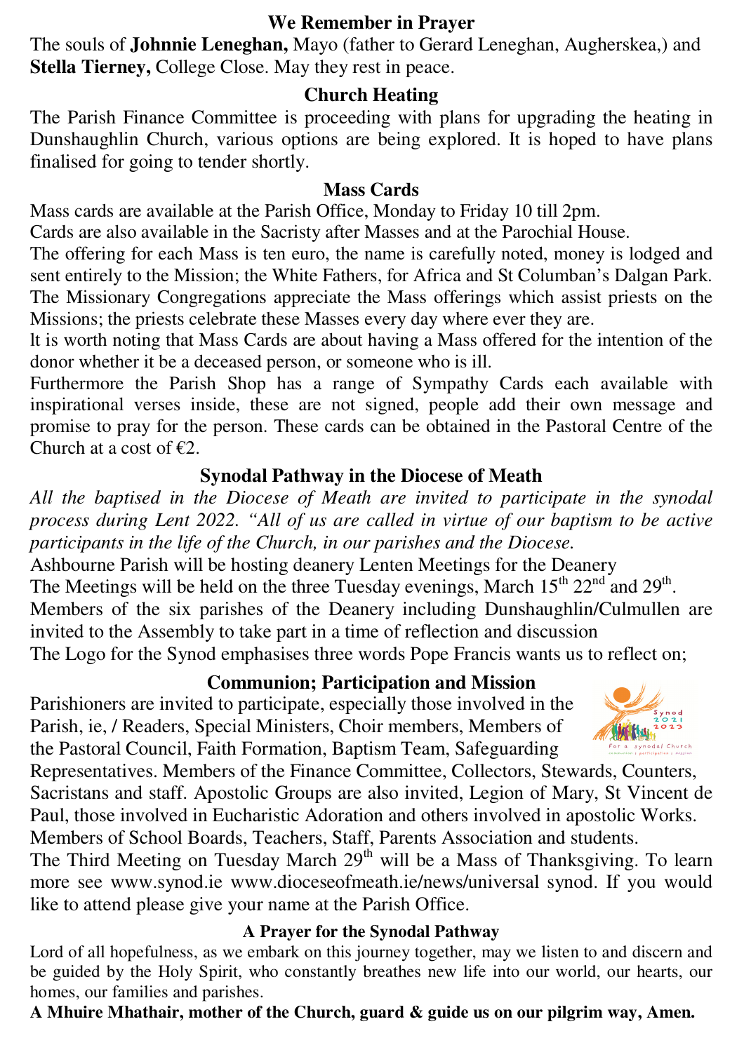## We Remember in Prayer

The souls of **Johnnie Leneghan,** Mayo (father to Gerard Leneghan, Augherskea,) and **Stella Tierney,** College Close. May they rest in peace.

## Church Heating

The Parish Finance Committee is proceeding with plans for upgrading the heating in Dunshaughlin Church, various options are being explored. It is hoped to have plans finalised for going to tender shortly.

## Mass Cards

Mass cards are available at the Parish Office, Monday to Friday 10 till 2pm.
Cards are also available in the Sacristy after Masses and at the Parochial House.
The offering for each Mass is ten euro, the name is carefully noted, money is lodged and sent entirely to the Mission; the White Fathers, for Africa and St Columban's Dalgan Park. The Missionary Congregations appreciate the Mass offerings which assist priests on the Missions; the priests celebrate these Masses every day where ever they are.
It is worth noting that Mass Cards are about having a Mass offered for the intention of the donor whether it be a deceased person, or someone who is ill.
Furthermore the Parish Shop has a range of Sympathy Cards each available with inspirational verses inside, these are not signed, people add their own message and promise to pray for the person. These cards can be obtained in the Pastoral Centre of the Church at a cost of €2.

## Synodal Pathway in the Diocese of Meath

*All the baptised in the Diocese of Meath are invited to participate in the synodal process during Lent 2022. "All of us are called in virtue of our baptism to be active participants in the life of the Church, in our parishes and the Diocese.*
Ashbourne Parish will be hosting deanery Lenten Meetings for the Deanery
The Meetings will be held on the three Tuesday evenings, March 15th 22nd and 29th.
Members of the six parishes of the Deanery including Dunshaughlin/Culmullen are invited to the Assembly to take part in a time of reflection and discussion
The Logo for the Synod emphasises three words Pope Francis wants us to reflect on;

## Communion; Participation and Mission

Parishioners are invited to participate, especially those involved in the Parish, ie, / Readers, Special Ministers, Choir members, Members of the Pastoral Council, Faith Formation, Baptism Team, Safeguarding Representatives. Members of the Finance Committee, Collectors, Stewards, Counters, Sacristans and staff. Apostolic Groups are also invited, Legion of Mary, St Vincent de Paul, those involved in Eucharistic Adoration and others involved in apostolic Works. Members of School Boards, Teachers, Staff, Parents Association and students.
The Third Meeting on Tuesday March 29th will be a Mass of Thanksgiving. To learn more see www.synod.ie www.dioceseofmeath.ie/news/universal synod. If you would like to attend please give your name at the Parish Office.

### A Prayer for the Synodal Pathway

Lord of all hopefulness, as we embark on this journey together, may we listen to and discern and be guided by the Holy Spirit, who constantly breathes new life into our world, our hearts, our homes, our families and parishes.

**A Mhuire Mhathair, mother of the Church, guard & guide us on our pilgrim way, Amen.**